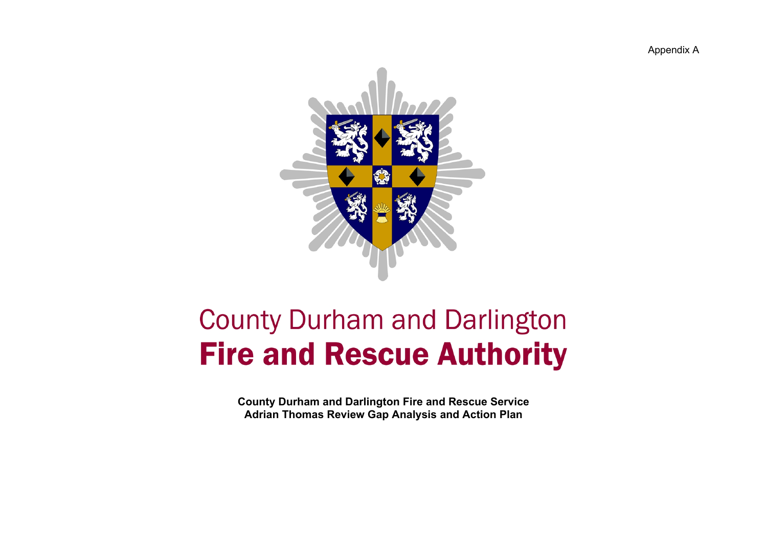Appendix A

# County Durham and Darlington
# Fire and Rescue Authority

**County Durham and Darlington Fire and Rescue Service**
**Adrian Thomas Review Gap Analysis and Action Plan**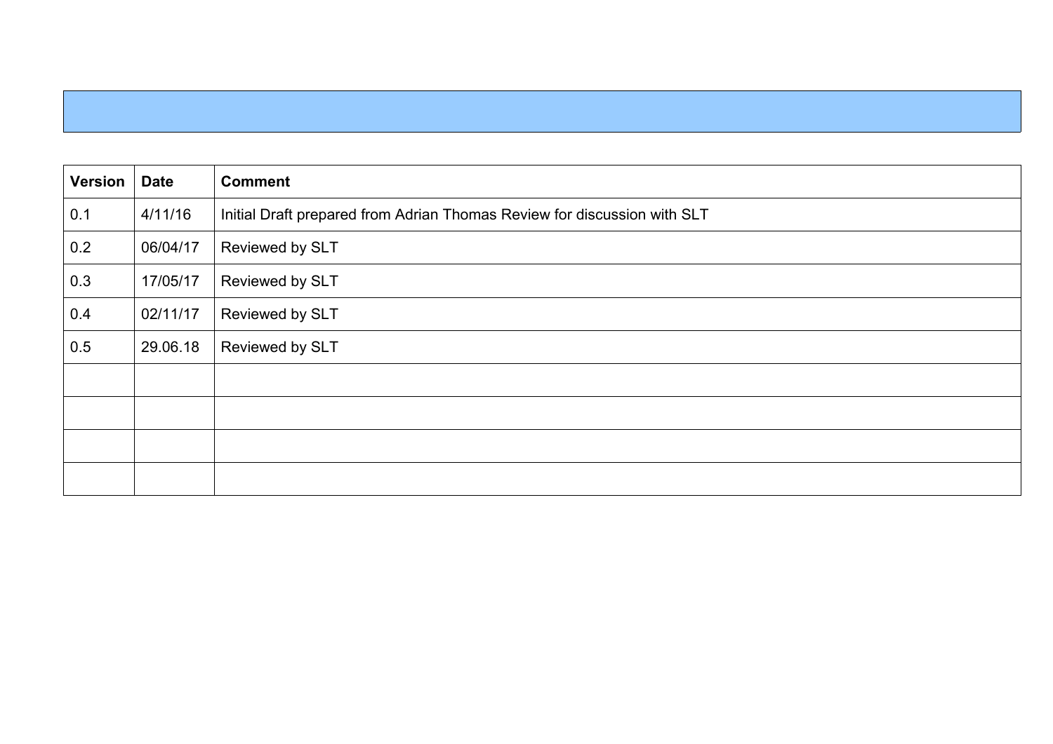| Version | Date | Comment |
| --- | --- | --- |
| 0.1 | 4/11/16 | Initial Draft prepared from Adrian Thomas Review for discussion with SLT |
| 0.2 | 06/04/17 | Reviewed by SLT |
| 0.3 | 17/05/17 | Reviewed by SLT |
| 0.4 | 02/11/17 | Reviewed by SLT |
| 0.5 | 29.06.18 | Reviewed by SLT |
| | | |
| | | |
| | | |
| | | |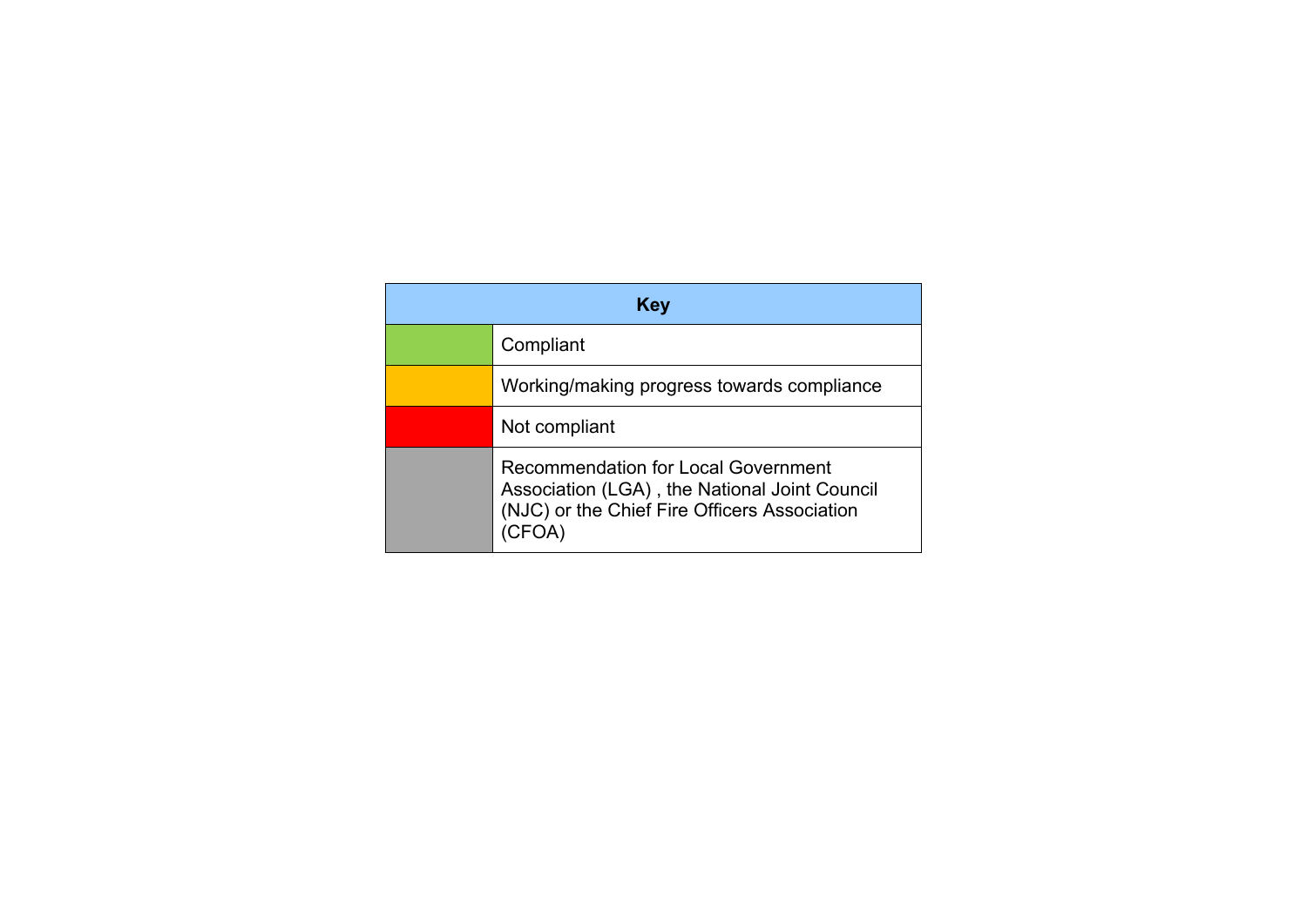| Key | |
|---|---|
| | Compliant |
| | Working/making progress towards compliance |
| | Not compliant |
| | Recommendation for Local Government Association (LGA) , the National Joint Council (NJC) or the Chief Fire Officers Association (CFOA) |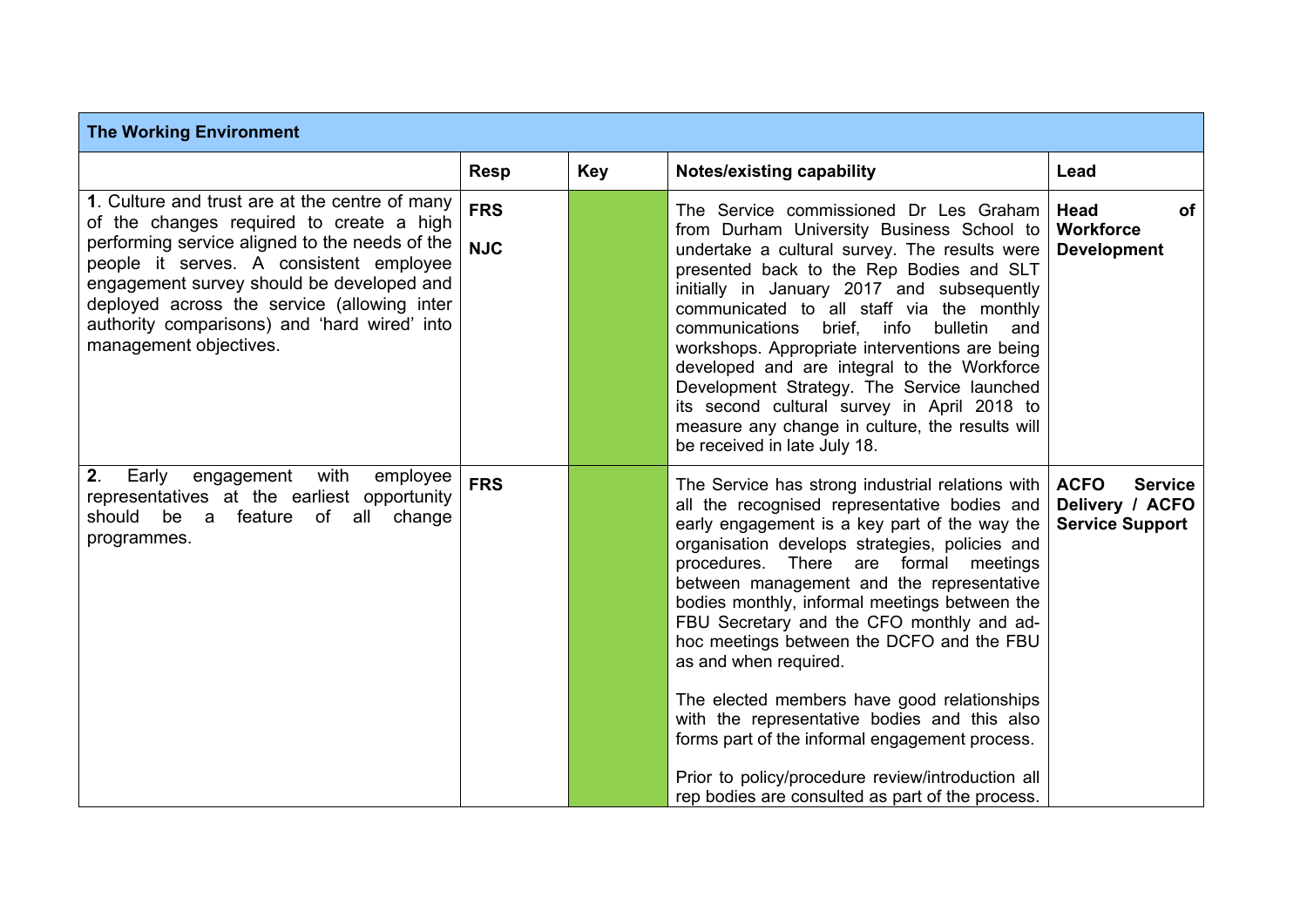| The Working Environment | | | | |
|---|---|---|---|---|
| | **Resp** | **Key** | **Notes/existing capability** | **Lead** |
| **1**. Culture and trust are at the centre of many of the changes required to create a high performing service aligned to the needs of the people it serves. A consistent employee engagement survey should be developed and deployed across the service (allowing inter authority comparisons) and 'hard wired' into management objectives. | **FRS**<br><br>**NJC** | | The Service commissioned Dr Les Graham from Durham University Business School to undertake a cultural survey. The results were presented back to the Rep Bodies and SLT initially in January 2017 and subsequently communicated to all staff via the monthly communications brief, info bulletin and workshops. Appropriate interventions are being developed and are integral to the Workforce Development Strategy. The Service launched its second cultural survey in April 2018 to measure any change in culture, the results will be received in late July 18. | **Head of Workforce Development** |
| **2**. Early engagement with employee representatives at the earliest opportunity should be a feature of all change programmes. | **FRS** | | The Service has strong industrial relations with all the recognised representative bodies and early engagement is a key part of the way the organisation develops strategies, policies and procedures. There are formal meetings between management and the representative bodies monthly, informal meetings between the FBU Secretary and the CFO monthly and ad-hoc meetings between the DCFO and the FBU as and when required.<br><br>The elected members have good relationships with the representative bodies and this also forms part of the informal engagement process.<br><br>Prior to policy/procedure review/introduction all rep bodies are consulted as part of the process. | **ACFO Service Delivery / ACFO Service Support** |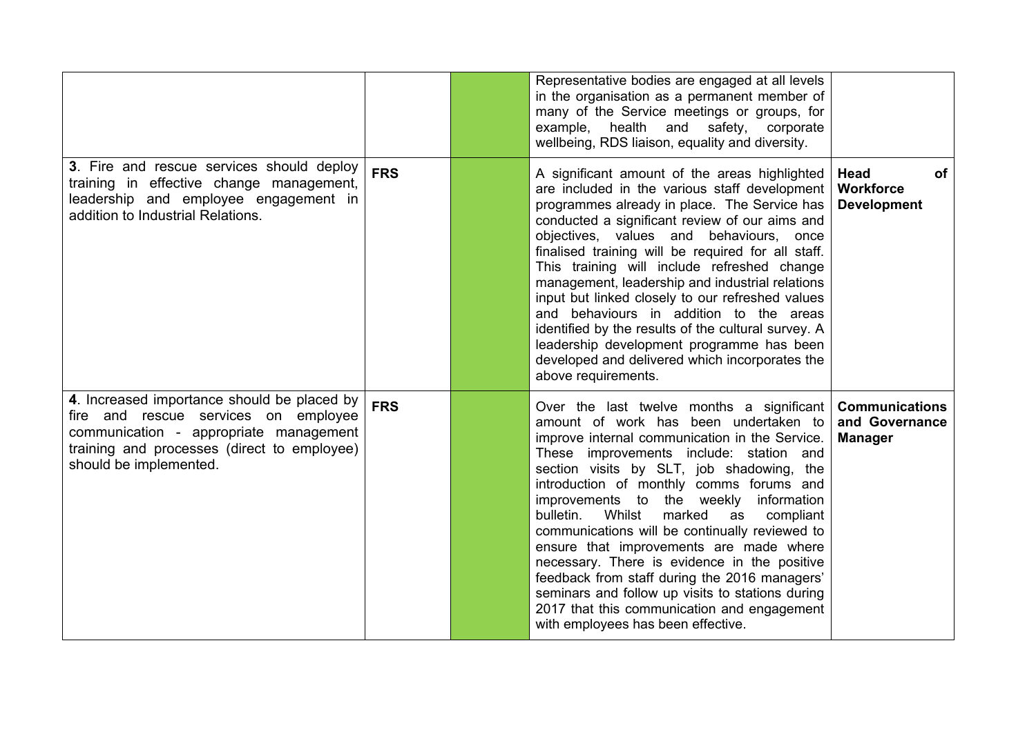| | | | | |
|---|---|---|---|---|
| | | | Representative bodies are engaged at all levels in the organisation as a permanent member of many of the Service meetings or groups, for example, health and safety, corporate wellbeing, RDS liaison, equality and diversity. | |
| **3**. Fire and rescue services should deploy training in effective change management, leadership and employee engagement in addition to Industrial Relations. | **FRS** | | A significant amount of the areas highlighted are included in the various staff development programmes already in place. The Service has conducted a significant review of our aims and objectives, values and behaviours, once finalised training will be required for all staff. This training will include refreshed change management, leadership and industrial relations input but linked closely to our refreshed values and behaviours in addition to the areas identified by the results of the cultural survey. A leadership development programme has been developed and delivered which incorporates the above requirements. | **Head of Workforce Development** |
| **4**. Increased importance should be placed by fire and rescue services on employee communication - appropriate management training and processes (direct to employee) should be implemented. | **FRS** | | Over the last twelve months a significant amount of work has been undertaken to improve internal communication in the Service. These improvements include: station and section visits by SLT, job shadowing, the introduction of monthly comms forums and improvements to the weekly information bulletin. Whilst marked as compliant communications will be continually reviewed to ensure that improvements are made where necessary. There is evidence in the positive feedback from staff during the 2016 managers' seminars and follow up visits to stations during 2017 that this communication and engagement with employees has been effective. | **Communications and Governance Manager** |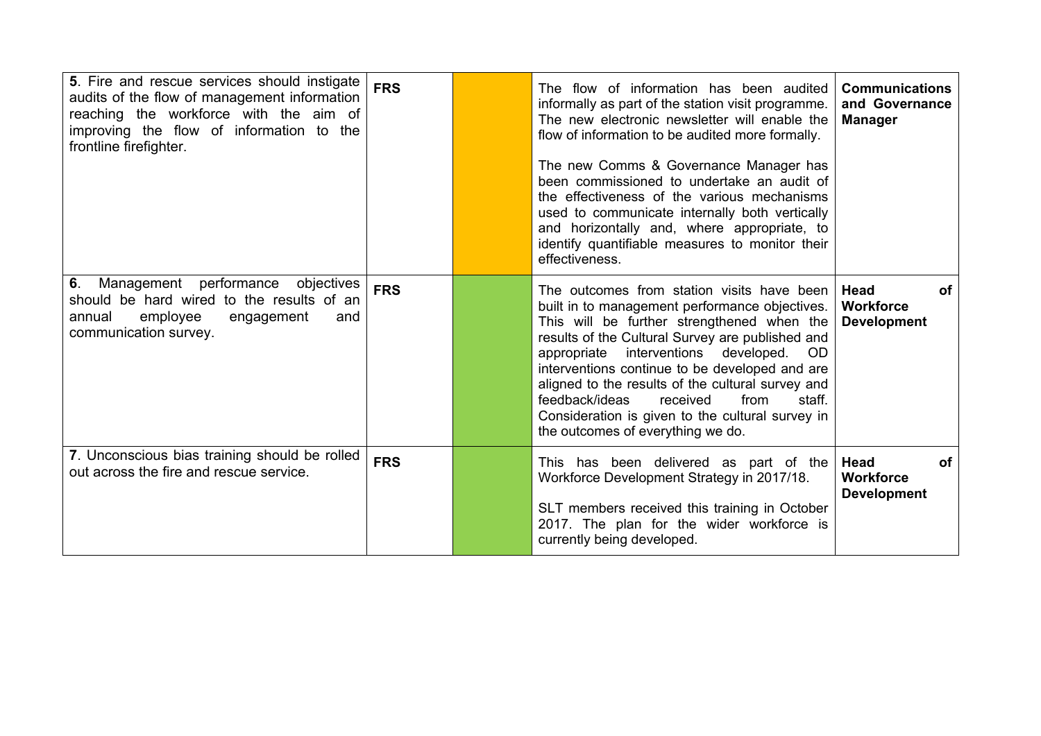| | | | | |
|---|---|---|---|---|
| **5**. Fire and rescue services should instigate audits of the flow of management information reaching the workforce with the aim of improving the flow of information to the frontline firefighter. | **FRS** | | The flow of information has been audited informally as part of the station visit programme. The new electronic newsletter will enable the flow of information to be audited more formally.<br><br>The new Comms & Governance Manager has been commissioned to undertake an audit of the effectiveness of the various mechanisms used to communicate internally both vertically and horizontally and, where appropriate, to identify quantifiable measures to monitor their effectiveness. | **Communications and Governance Manager** |
| **6**. Management performance objectives should be hard wired to the results of an annual employee engagement and communication survey. | **FRS** | | The outcomes from station visits have been built in to management performance objectives. This will be further strengthened when the results of the Cultural Survey are published and appropriate interventions developed. OD interventions continue to be developed and are aligned to the results of the cultural survey and feedback/ideas received from staff. Consideration is given to the cultural survey in the outcomes of everything we do. | **Head of Workforce Development** |
| **7**. Unconscious bias training should be rolled out across the fire and rescue service. | **FRS** | | This has been delivered as part of the Workforce Development Strategy in 2017/18.<br><br>SLT members received this training in October 2017. The plan for the wider workforce is currently being developed. | **Head of Workforce Development** |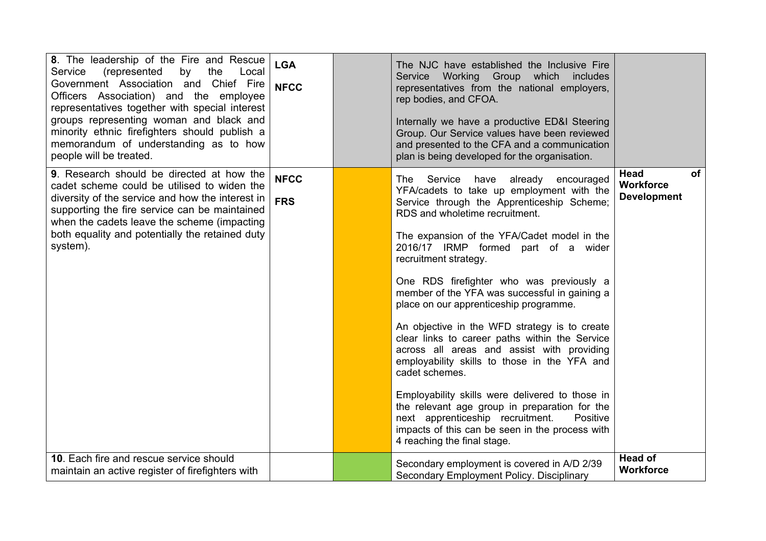| | | | | |
|---|---|---|---|---|
| **8**. The leadership of the Fire and Rescue Service (represented by the Local Government Association and Chief Fire Officers Association) and the employee representatives together with special interest groups representing woman and black and minority ethnic firefighters should publish a memorandum of understanding as to how people will be treated. | **LGA**<br><br>**NFCC** | | The NJC have established the Inclusive Fire Service Working Group which includes representatives from the national employers, rep bodies, and CFOA.<br><br>Internally we have a productive ED&I Steering Group. Our Service values have been reviewed and presented to the CFA and a communication plan is being developed for the organisation. | |
| **9**. Research should be directed at how the cadet scheme could be utilised to widen the diversity of the service and how the interest in supporting the fire service can be maintained when the cadets leave the scheme (impacting both equality and potentially the retained duty system). | **NFCC**<br><br>**FRS** | | The Service have already encouraged YFA/cadets to take up employment with the Service through the Apprenticeship Scheme; RDS and wholetime recruitment.<br><br>The expansion of the YFA/Cadet model in the 2016/17 IRMP formed part of a wider recruitment strategy.<br><br>One RDS firefighter who was previously a member of the YFA was successful in gaining a place on our apprenticeship programme.<br><br>An objective in the WFD strategy is to create clear links to career paths within the Service across all areas and assist with providing employability skills to those in the YFA and cadet schemes.<br><br>Employability skills were delivered to those in the relevant age group in preparation for the next apprenticeship recruitment. Positive impacts of this can be seen in the process with 4 reaching the final stage. | **Head of Workforce Development** |
| **10**. Each fire and rescue service should maintain an active register of firefighters with | | | Secondary employment is covered in A/D 2/39 Secondary Employment Policy. Disciplinary | **Head of Workforce** |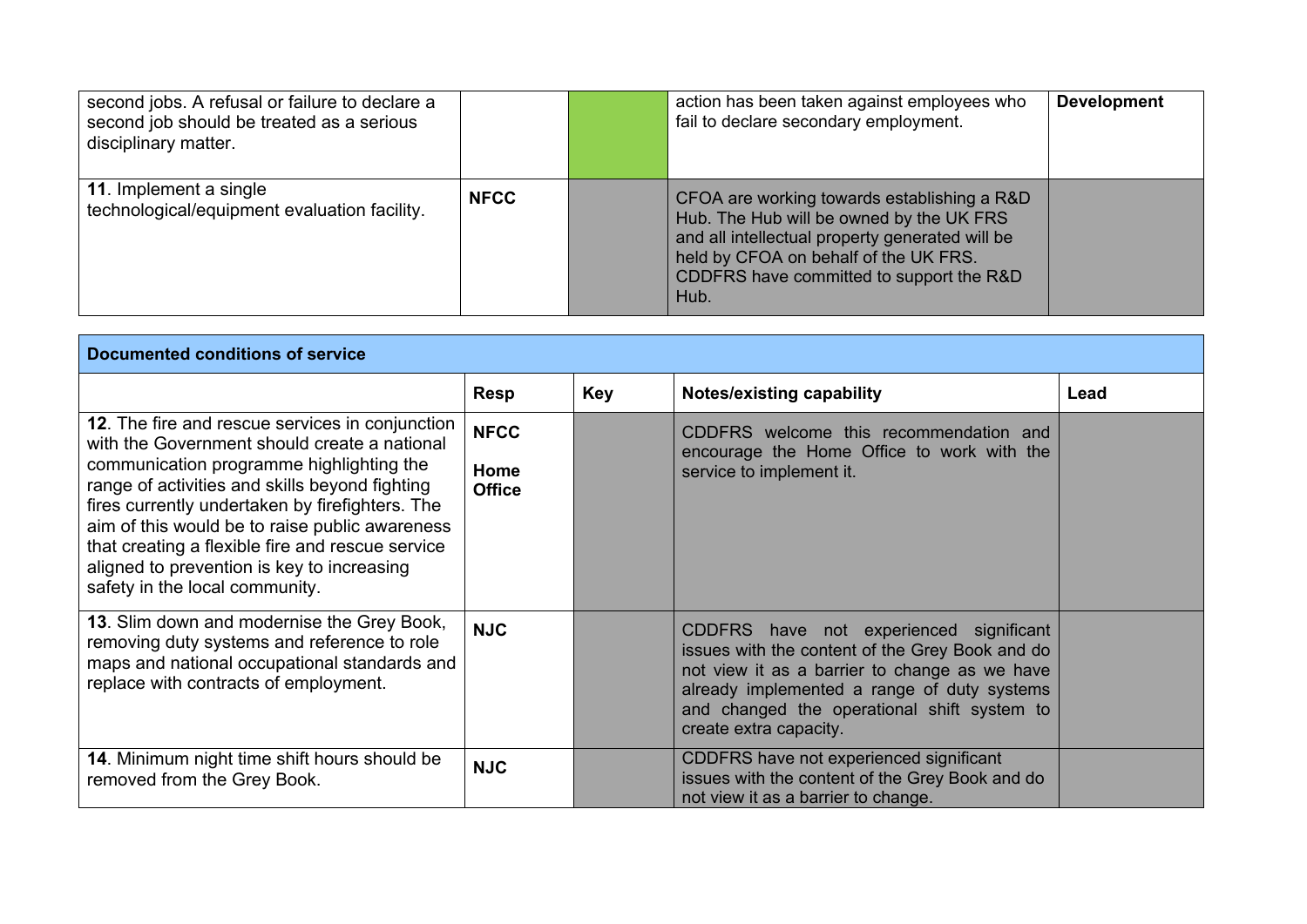| | | | | |
|---|---|---|---|---|
| second jobs. A refusal or failure to declare a second job should be treated as a serious disciplinary matter. | | | action has been taken against employees who fail to declare secondary employment. | **Development** |
| **11**. Implement a single technological/equipment evaluation facility. | **NFCC** | | CFOA are working towards establishing a R&D Hub. The Hub will be owned by the UK FRS and all intellectual property generated will be held by CFOA on behalf of the UK FRS. CDDFRS have committed to support the R&D Hub. | |

| **Documented conditions of service** | | | | |
|---|---|---|---|---|
| | **Resp** | **Key** | **Notes/existing capability** | **Lead** |
| **12**. The fire and rescue services in conjunction with the Government should create a national communication programme highlighting the range of activities and skills beyond fighting fires currently undertaken by firefighters. The aim of this would be to raise public awareness that creating a flexible fire and rescue service aligned to prevention is key to increasing safety in the local community. | **NFCC** **Home Office** | | CDDFRS welcome this recommendation and encourage the Home Office to work with the service to implement it. | |
| **13**. Slim down and modernise the Grey Book, removing duty systems and reference to role maps and national occupational standards and replace with contracts of employment. | **NJC** | | CDDFRS have not experienced significant issues with the content of the Grey Book and do not view it as a barrier to change as we have already implemented a range of duty systems and changed the operational shift system to create extra capacity. | |
| **14**. Minimum night time shift hours should be removed from the Grey Book. | **NJC** | | CDDFRS have not experienced significant issues with the content of the Grey Book and do not view it as a barrier to change. | |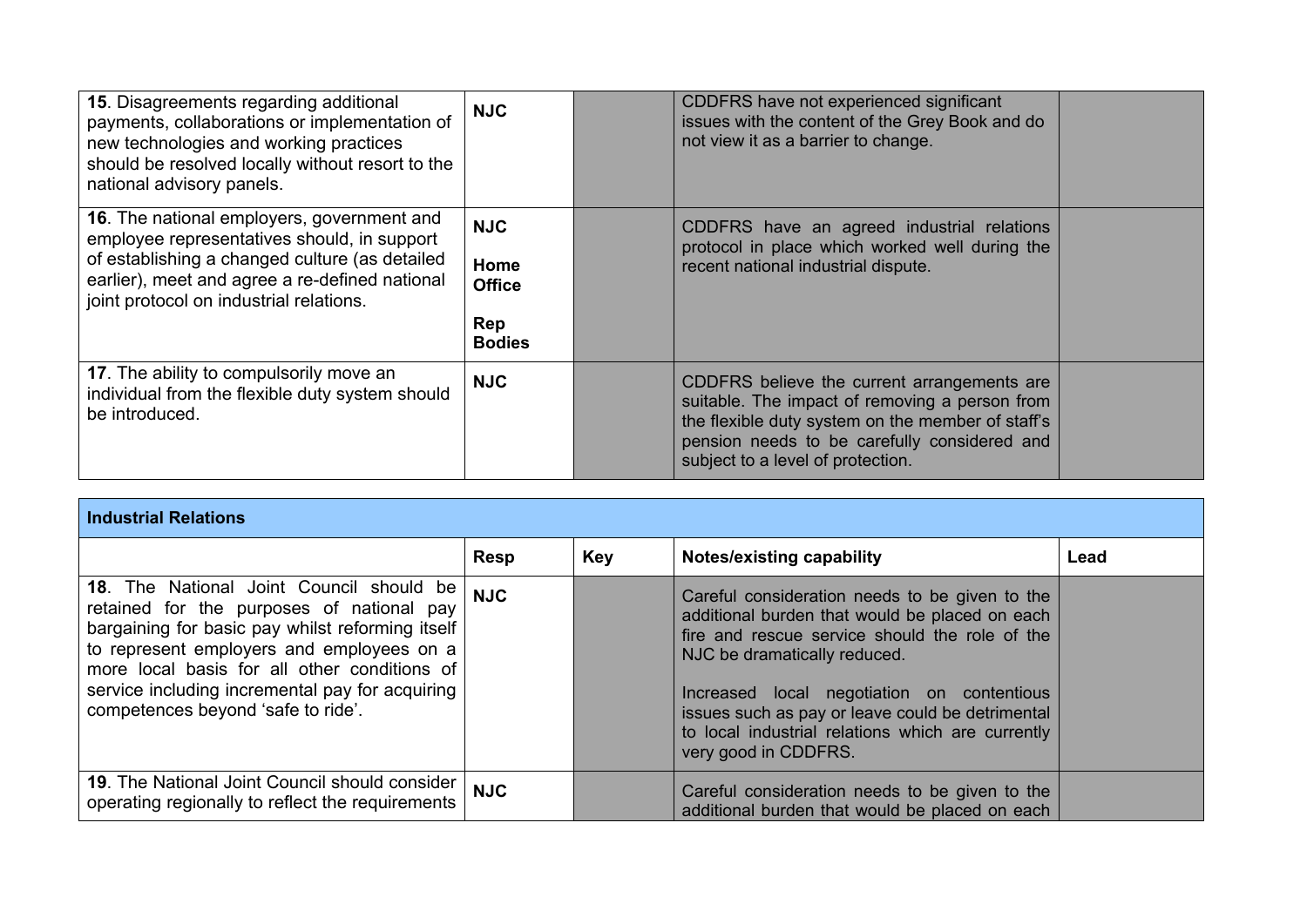| | | | | |
|---|---|---|---|---|
| **15**. Disagreements regarding additional payments, collaborations or implementation of new technologies and working practices should be resolved locally without resort to the national advisory panels. | **NJC** | | CDDFRS have not experienced significant issues with the content of the Grey Book and do not view it as a barrier to change. | |
| **16**. The national employers, government and employee representatives should, in support of establishing a changed culture (as detailed earlier), meet and agree a re-defined national joint protocol on industrial relations. | **NJC**<br><br>**Home Office**<br><br>**Rep Bodies** | | CDDFRS have an agreed industrial relations protocol in place which worked well during the recent national industrial dispute. | |
| **17**. The ability to compulsorily move an individual from the flexible duty system should be introduced. | **NJC** | | CDDFRS believe the current arrangements are suitable. The impact of removing a person from the flexible duty system on the member of staff's pension needs to be carefully considered and subject to a level of protection. | |

**Industrial Relations**

| | Resp | Key | Notes/existing capability | Lead |
|---|---|---|---|---|
| **18**. The National Joint Council should be retained for the purposes of national pay bargaining for basic pay whilst reforming itself to represent employers and employees on a more local basis for all other conditions of service including incremental pay for acquiring competences beyond 'safe to ride'. | **NJC** | | Careful consideration needs to be given to the additional burden that would be placed on each fire and rescue service should the role of the NJC be dramatically reduced.<br><br>Increased local negotiation on contentious issues such as pay or leave could be detrimental to local industrial relations which are currently very good in CDDFRS. | |
| **19**. The National Joint Council should consider operating regionally to reflect the requirements | **NJC** | | Careful consideration needs to be given to the additional burden that would be placed on each | |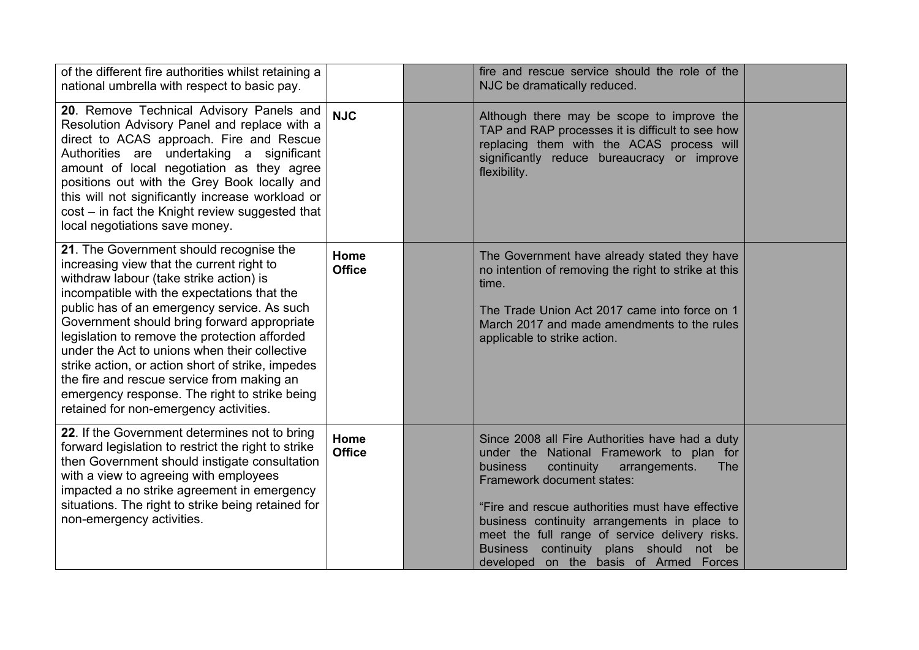| | | | | |
|---|---|---|---|---|
| of the different fire authorities whilst retaining a national umbrella with respect to basic pay. | | | fire and rescue service should the role of the NJC be dramatically reduced. | |
| **20**. Remove Technical Advisory Panels and Resolution Advisory Panel and replace with a direct to ACAS approach. Fire and Rescue Authorities are undertaking a significant amount of local negotiation as they agree positions out with the Grey Book locally and this will not significantly increase workload or cost – in fact the Knight review suggested that local negotiations save money. | **NJC** | | Although there may be scope to improve the TAP and RAP processes it is difficult to see how replacing them with the ACAS process will significantly reduce bureaucracy or improve flexibility. | |
| **21**. The Government should recognise the increasing view that the current right to withdraw labour (take strike action) is incompatible with the expectations that the public has of an emergency service. As such Government should bring forward appropriate legislation to remove the protection afforded under the Act to unions when their collective strike action, or action short of strike, impedes the fire and rescue service from making an emergency response. The right to strike being retained for non-emergency activities. | **Home Office** | | The Government have already stated they have no intention of removing the right to strike at this time.<br><br>The Trade Union Act 2017 came into force on 1 March 2017 and made amendments to the rules applicable to strike action. | |
| **22**. If the Government determines not to bring forward legislation to restrict the right to strike then Government should instigate consultation with a view to agreeing with employees impacted a no strike agreement in emergency situations. The right to strike being retained for non-emergency activities. | **Home Office** | | Since 2008 all Fire Authorities have had a duty under the National Framework to plan for business continuity arrangements. The Framework document states:<br><br>"Fire and rescue authorities must have effective business continuity arrangements in place to meet the full range of service delivery risks. Business continuity plans should not be developed on the basis of Armed Forces | |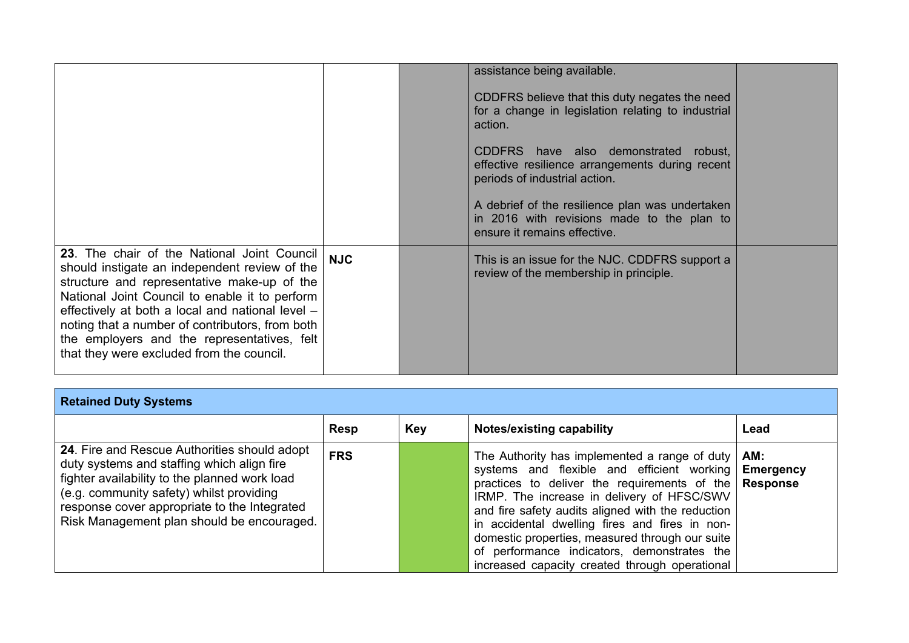| | | | | |
|---|---|---|---|---|
| | | | assistance being available.<br><br>CDDFRS believe that this duty negates the need for a change in legislation relating to industrial action.<br><br>CDDFRS have also demonstrated robust, effective resilience arrangements during recent periods of industrial action.<br><br>A debrief of the resilience plan was undertaken in 2016 with revisions made to the plan to ensure it remains effective. | |
| **23**. The chair of the National Joint Council should instigate an independent review of the structure and representative make-up of the National Joint Council to enable it to perform effectively at both a local and national level – noting that a number of contributors, from both the employers and the representatives, felt that they were excluded from the council. | **NJC** | | This is an issue for the NJC. CDDFRS support a review of the membership in principle. | |

| **Retained Duty Systems** | | | | |
|---|---|---|---|---|
| | **Resp** | **Key** | **Notes/existing capability** | **Lead** |
| **24**. Fire and Rescue Authorities should adopt duty systems and staffing which align fire fighter availability to the planned work load (e.g. community safety) whilst providing response cover appropriate to the Integrated Risk Management plan should be encouraged. | **FRS** | | The Authority has implemented a range of duty systems and flexible and efficient working practices to deliver the requirements of the IRMP. The increase in delivery of HFSC/SWV and fire safety audits aligned with the reduction in accidental dwelling fires and fires in non-domestic properties, measured through our suite of performance indicators, demonstrates the increased capacity created through operational | **AM: Emergency Response** |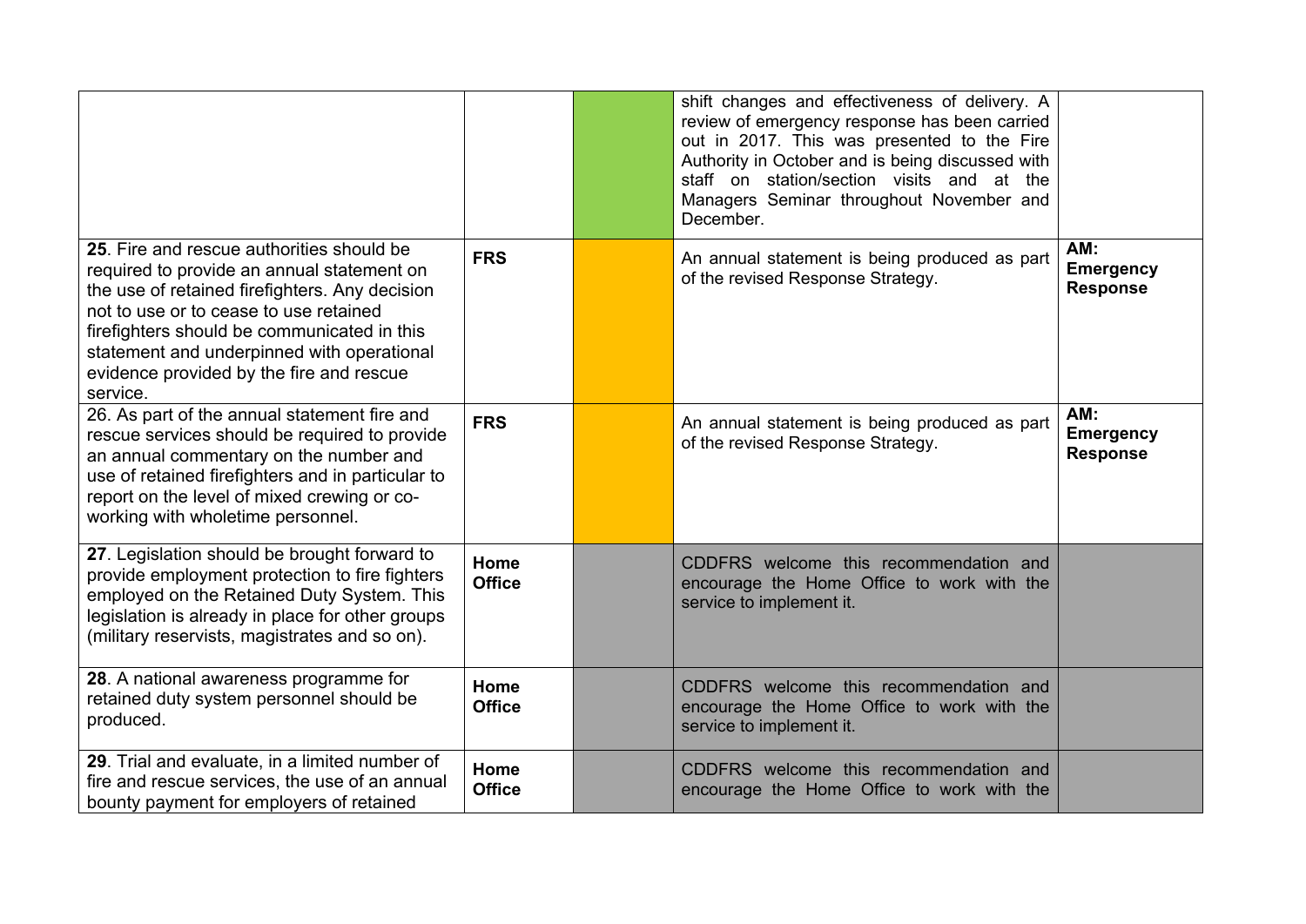| | | | | |
|---|---|---|---|---|
| | | | shift changes and effectiveness of delivery. A review of emergency response has been carried out in 2017. This was presented to the Fire Authority in October and is being discussed with staff on station/section visits and at the Managers Seminar throughout November and December. | |
| **25**. Fire and rescue authorities should be required to provide an annual statement on the use of retained firefighters. Any decision not to use or to cease to use retained firefighters should be communicated in this statement and underpinned with operational evidence provided by the fire and rescue service. | **FRS** | | An annual statement is being produced as part of the revised Response Strategy. | **AM: Emergency Response** |
| 26. As part of the annual statement fire and rescue services should be required to provide an annual commentary on the number and use of retained firefighters and in particular to report on the level of mixed crewing or co-working with wholetime personnel. | **FRS** | | An annual statement is being produced as part of the revised Response Strategy. | **AM: Emergency Response** |
| **27**. Legislation should be brought forward to provide employment protection to fire fighters employed on the Retained Duty System. This legislation is already in place for other groups (military reservists, magistrates and so on). | **Home Office** | | CDDFRS welcome this recommendation and encourage the Home Office to work with the service to implement it. | |
| **28**. A national awareness programme for retained duty system personnel should be produced. | **Home Office** | | CDDFRS welcome this recommendation and encourage the Home Office to work with the service to implement it. | |
| **29**. Trial and evaluate, in a limited number of fire and rescue services, the use of an annual bounty payment for employers of retained | **Home Office** | | CDDFRS welcome this recommendation and encourage the Home Office to work with the | |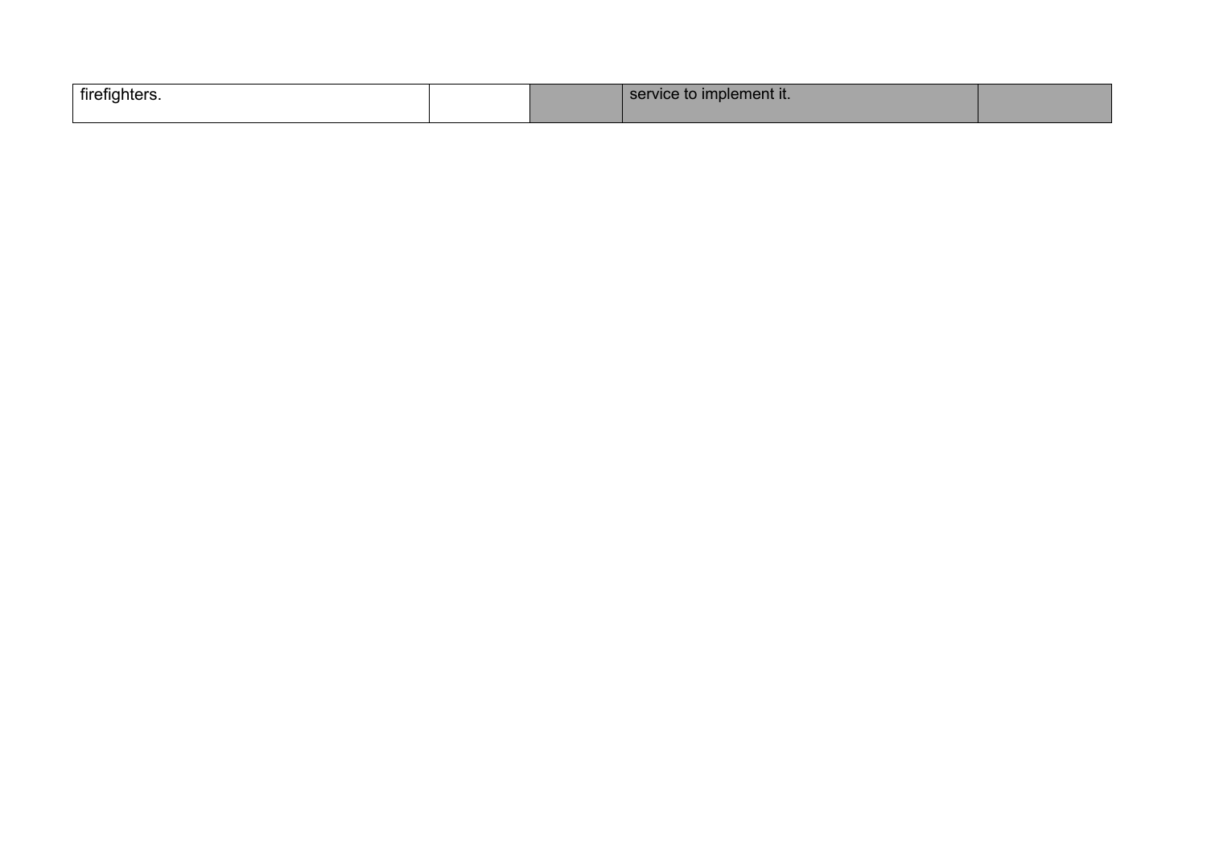| | | | | |
|---|---|---|---|---|
| firefighters. | | | service to implement it. | |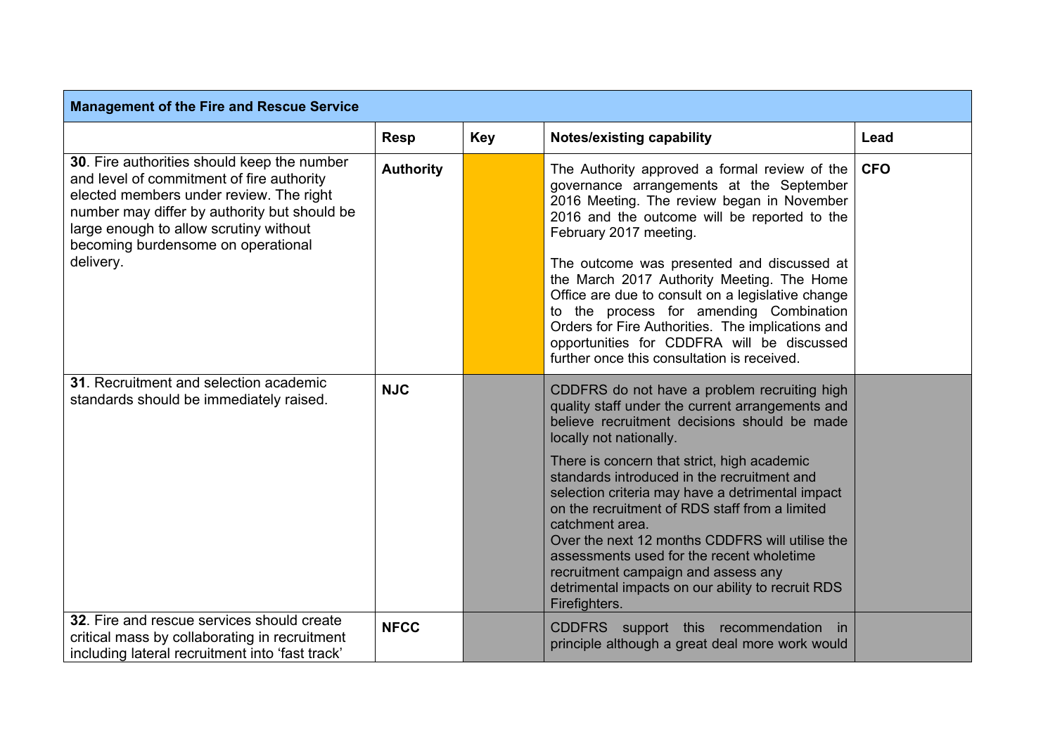| Management of the Fire and Rescue Service | | | | |
|---|---|---|---|---|
| | **Resp** | **Key** | **Notes/existing capability** | **Lead** |
| **30**. Fire authorities should keep the number and level of commitment of fire authority elected members under review. The right number may differ by authority but should be large enough to allow scrutiny without becoming burdensome on operational delivery. | **Authority** | | The Authority approved a formal review of the governance arrangements at the September 2016 Meeting. The review began in November 2016 and the outcome will be reported to the February 2017 meeting.<br><br>The outcome was presented and discussed at the March 2017 Authority Meeting. The Home Office are due to consult on a legislative change to the process for amending Combination Orders for Fire Authorities. The implications and opportunities for CDDFRA will be discussed further once this consultation is received. | **CFO** |
| **31**. Recruitment and selection academic standards should be immediately raised. | **NJC** | | CDDFRS do not have a problem recruiting high quality staff under the current arrangements and believe recruitment decisions should be made locally not nationally.<br><br>There is concern that strict, high academic standards introduced in the recruitment and selection criteria may have a detrimental impact on the recruitment of RDS staff from a limited catchment area.<br>Over the next 12 months CDDFRS will utilise the assessments used for the recent wholetime recruitment campaign and assess any detrimental impacts on our ability to recruit RDS Firefighters. | |
| **32**. Fire and rescue services should create critical mass by collaborating in recruitment including lateral recruitment into 'fast track' | **NFCC** | | CDDFRS support this recommendation in principle although a great deal more work would | |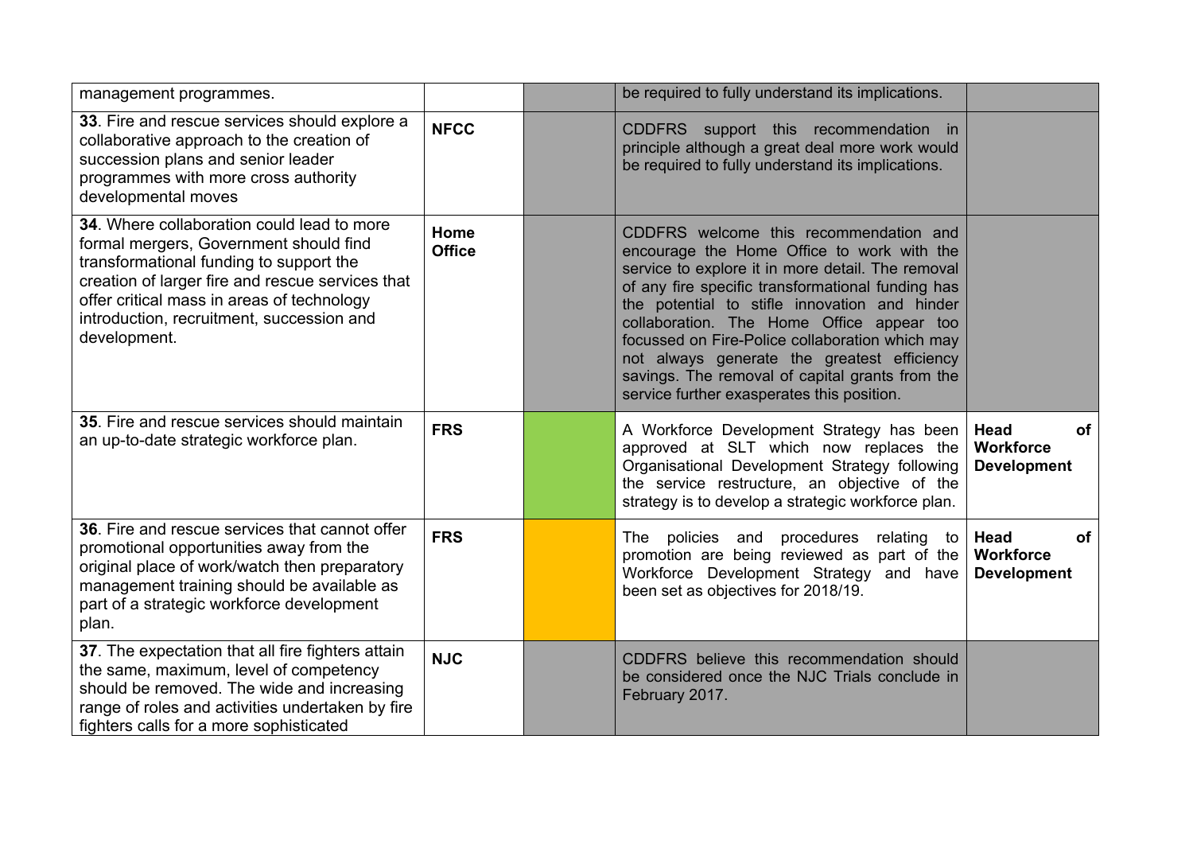| | | | | |
|---|---|---|---|---|
| management programmes. | | | be required to fully understand its implications. | |
| **33**. Fire and rescue services should explore a collaborative approach to the creation of succession plans and senior leader programmes with more cross authority developmental moves | **NFCC** | | CDDFRS support this recommendation in principle although a great deal more work would be required to fully understand its implications. | |
| **34**. Where collaboration could lead to more formal mergers, Government should find transformational funding to support the creation of larger fire and rescue services that offer critical mass in areas of technology introduction, recruitment, succession and development. | **Home Office** | | CDDFRS welcome this recommendation and encourage the Home Office to work with the service to explore it in more detail. The removal of any fire specific transformational funding has the potential to stifle innovation and hinder collaboration. The Home Office appear too focussed on Fire-Police collaboration which may not always generate the greatest efficiency savings. The removal of capital grants from the service further exasperates this position. | |
| **35**. Fire and rescue services should maintain an up-to-date strategic workforce plan. | **FRS** | | A Workforce Development Strategy has been approved at SLT which now replaces the Organisational Development Strategy following the service restructure, an objective of the strategy is to develop a strategic workforce plan. | **Head of Workforce Development** |
| **36**. Fire and rescue services that cannot offer promotional opportunities away from the original place of work/watch then preparatory management training should be available as part of a strategic workforce development plan. | **FRS** | | The policies and procedures relating to promotion are being reviewed as part of the Workforce Development Strategy and have been set as objectives for 2018/19. | **Head of Workforce Development** |
| **37**. The expectation that all fire fighters attain the same, maximum, level of competency should be removed. The wide and increasing range of roles and activities undertaken by fire fighters calls for a more sophisticated | **NJC** | | CDDFRS believe this recommendation should be considered once the NJC Trials conclude in February 2017. | |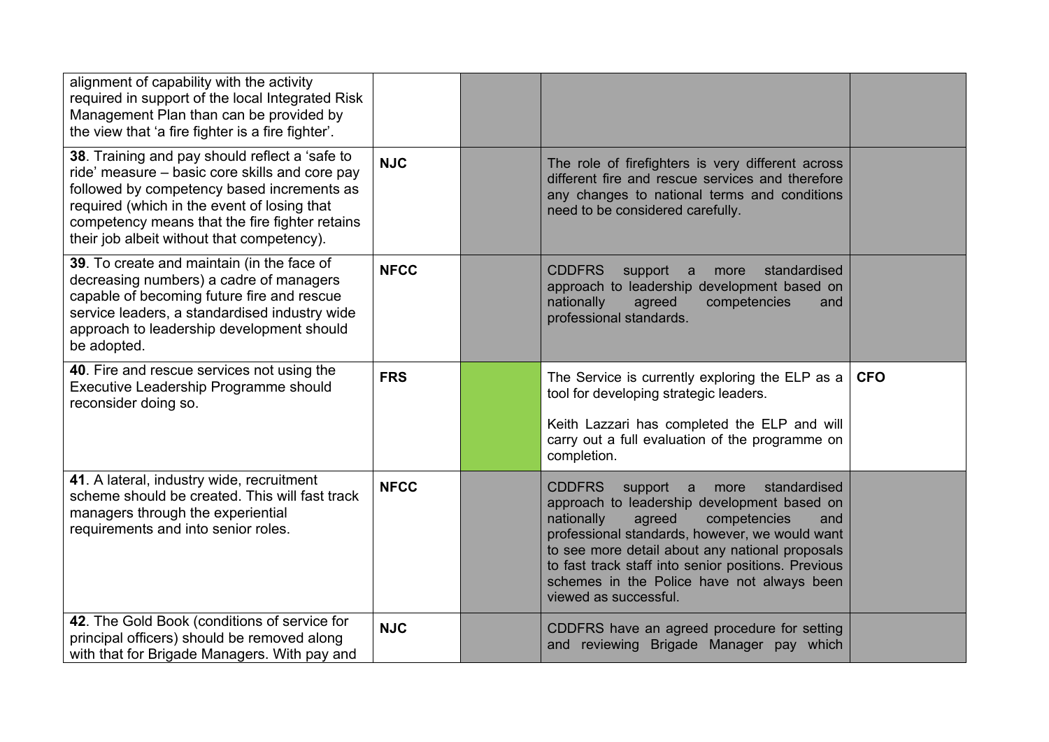| | | | | |
|---|---|---|---|---|
| alignment of capability with the activity required in support of the local Integrated Risk Management Plan than can be provided by the view that 'a fire fighter is a fire fighter'. | | | | |
| **38**. Training and pay should reflect a 'safe to ride' measure – basic core skills and core pay followed by competency based increments as required (which in the event of losing that competency means that the fire fighter retains their job albeit without that competency). | **NJC** | | The role of firefighters is very different across different fire and rescue services and therefore any changes to national terms and conditions need to be considered carefully. | |
| **39**. To create and maintain (in the face of decreasing numbers) a cadre of managers capable of becoming future fire and rescue service leaders, a standardised industry wide approach to leadership development should be adopted. | **NFCC** | | CDDFRS support a more standardised approach to leadership development based on nationally agreed competencies and professional standards. | |
| **40**. Fire and rescue services not using the Executive Leadership Programme should reconsider doing so. | **FRS** | | The Service is currently exploring the ELP as a tool for developing strategic leaders.<br><br>Keith Lazzari has completed the ELP and will carry out a full evaluation of the programme on completion. | **CFO** |
| **41**. A lateral, industry wide, recruitment scheme should be created. This will fast track managers through the experiential requirements and into senior roles. | **NFCC** | | CDDFRS support a more standardised approach to leadership development based on nationally agreed competencies and professional standards, however, we would want to see more detail about any national proposals to fast track staff into senior positions. Previous schemes in the Police have not always been viewed as successful. | |
| **42**. The Gold Book (conditions of service for principal officers) should be removed along with that for Brigade Managers. With pay and | **NJC** | | CDDFRS have an agreed procedure for setting and reviewing Brigade Manager pay which | |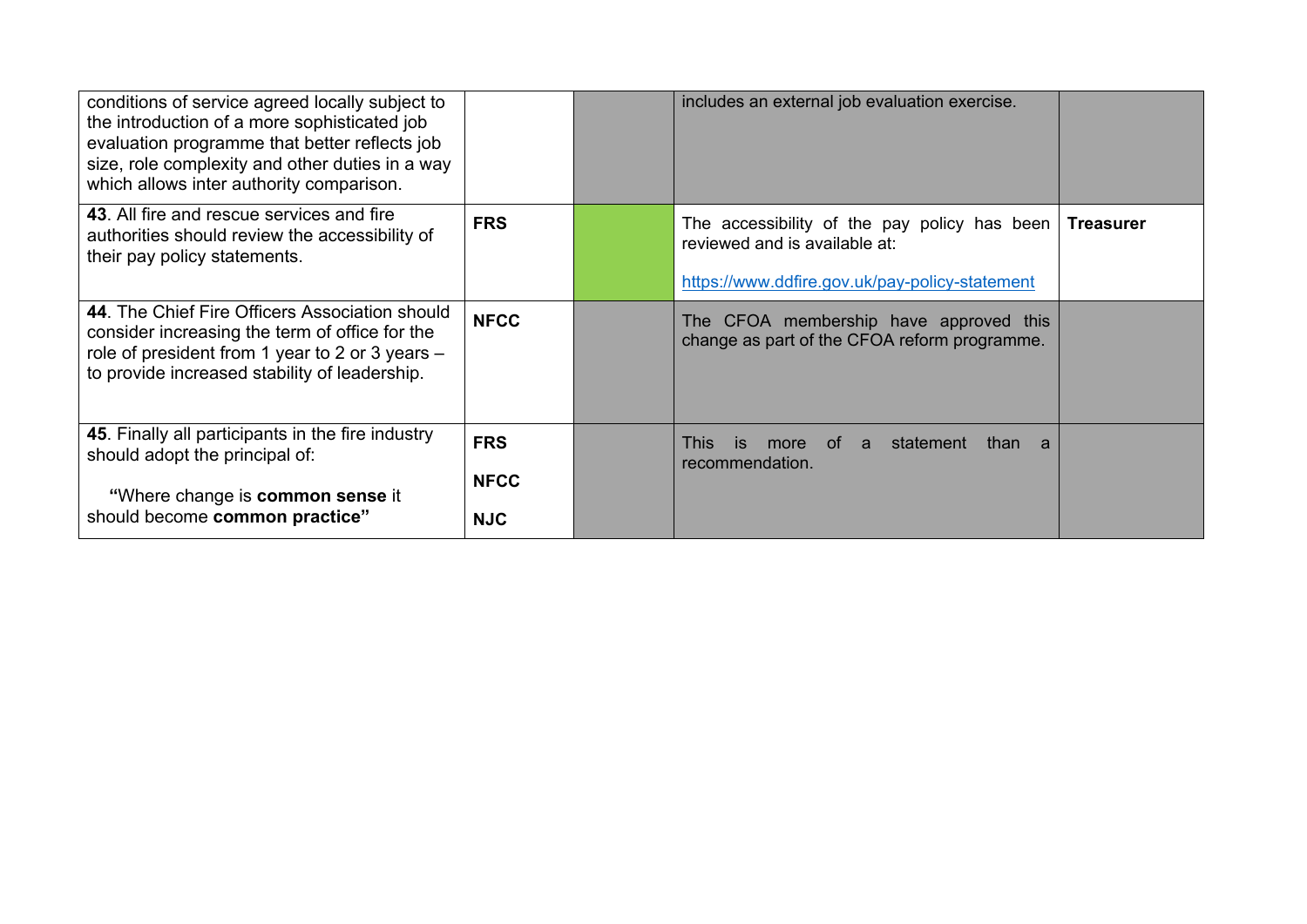| | | | | |
|---|---|---|---|---|
| conditions of service agreed locally subject to the introduction of a more sophisticated job evaluation programme that better reflects job size, role complexity and other duties in a way which allows inter authority comparison. | | | includes an external job evaluation exercise. | |
| **43**. All fire and rescue services and fire authorities should review the accessibility of their pay policy statements. | **FRS** | | The accessibility of the pay policy has been reviewed and is available at: https://www.ddfire.gov.uk/pay-policy-statement | **Treasurer** |
| **44**. The Chief Fire Officers Association should consider increasing the term of office for the role of president from 1 year to 2 or 3 years – to provide increased stability of leadership. | **NFCC** | | The CFOA membership have approved this change as part of the CFOA reform programme. | |
| **45**. Finally all participants in the fire industry should adopt the principal of: **"**Where change is **common sense** it should become **common practice"** | **FRS** **NFCC** **NJC** | | This is more of a statement than a recommendation. | |